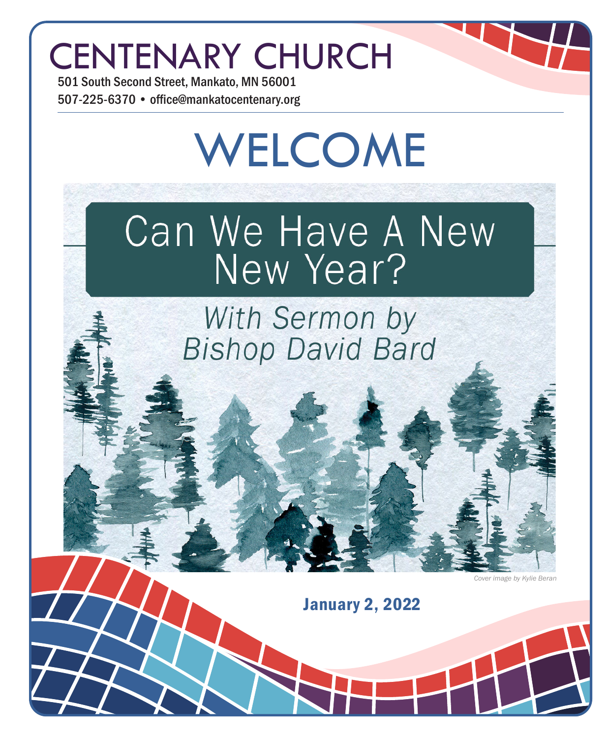# CENTENARY CHURCH

501 South Second Street, Mankato, MN 56001

507-225-6370 • office@mankatocentenary.org

# WELCOME

## Can We Have A New New Year?

*With Sermon by Bishop David Bard*

*Cover image by Kylie Beran*

**January 2, 2022**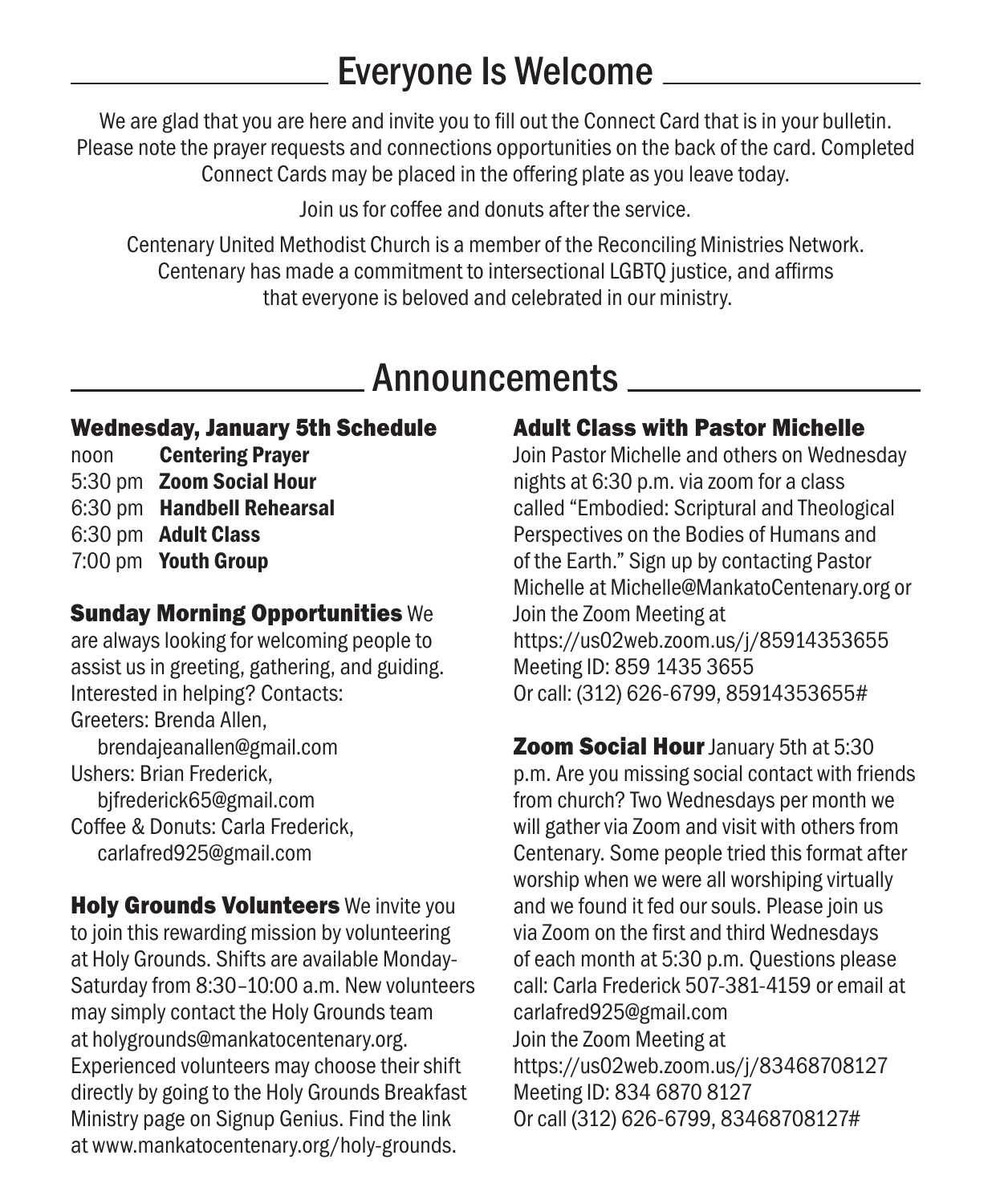# Everyone Is Welcome

We are glad that you are here and invite you to fill out the Connect Card that is in your bulletin. Please note the prayer requests and connections opportunities on the back of the card. Completed Connect Cards may be placed in the offering plate as you leave today.

Join us for coffee and donuts after the service.

Centenary United Methodist Church is a member of the Reconciling Ministries Network. Centenary has made a commitment to intersectional LGBTQ justice, and affirms that everyone is beloved and celebrated in our ministry.

# Announcements

### Wednesday, January 5th Schedule

noon **Centering Prayer**
5:30 pm **Zoom Social Hour**
6:30 pm **Handbell Rehearsal**
6:30 pm **Adult Class**
7:00 pm **Youth Group**

**Sunday Morning Opportunities** We are always looking for welcoming people to assist us in greeting, gathering, and guiding. Interested in helping? Contacts:

Greeters: Brenda Allen, brendajeanallen@gmail.com
Ushers: Brian Frederick, bjfrederick65@gmail.com
Coffee & Donuts: Carla Frederick, carlafred925@gmail.com

**Holy Grounds Volunteers** We invite you to join this rewarding mission by volunteering at Holy Grounds. Shifts are available Monday-Saturday from 8:30–10:00 a.m. New volunteers may simply contact the Holy Grounds team at holygrounds@mankatocentenary.org. Experienced volunteers may choose their shift directly by going to the Holy Grounds Breakfast Ministry page on Signup Genius. Find the link at www.mankatocentenary.org/holy-grounds.

### Adult Class with Pastor Michelle

Join Pastor Michelle and others on Wednesday nights at 6:30 p.m. via zoom for a class called "Embodied: Scriptural and Theological Perspectives on the Bodies of Humans and of the Earth." Sign up by contacting Pastor Michelle at Michelle@MankatoCentenary.org or Join the Zoom Meeting at
https://us02web.zoom.us/j/85914353655
Meeting ID: 859 1435 3655
Or call: (312) 626-6799, 85914353655#

**Zoom Social Hour** January 5th at 5:30 p.m. Are you missing social contact with friends from church? Two Wednesdays per month we will gather via Zoom and visit with others from Centenary. Some people tried this format after worship when we were all worshiping virtually and we found it fed our souls. Please join us via Zoom on the first and third Wednesdays of each month at 5:30 p.m. Questions please call: Carla Frederick 507-381-4159 or email at carlafred925@gmail.com
Join the Zoom Meeting at
https://us02web.zoom.us/j/83468708127
Meeting ID: 834 6870 8127
Or call (312) 626-6799, 83468708127#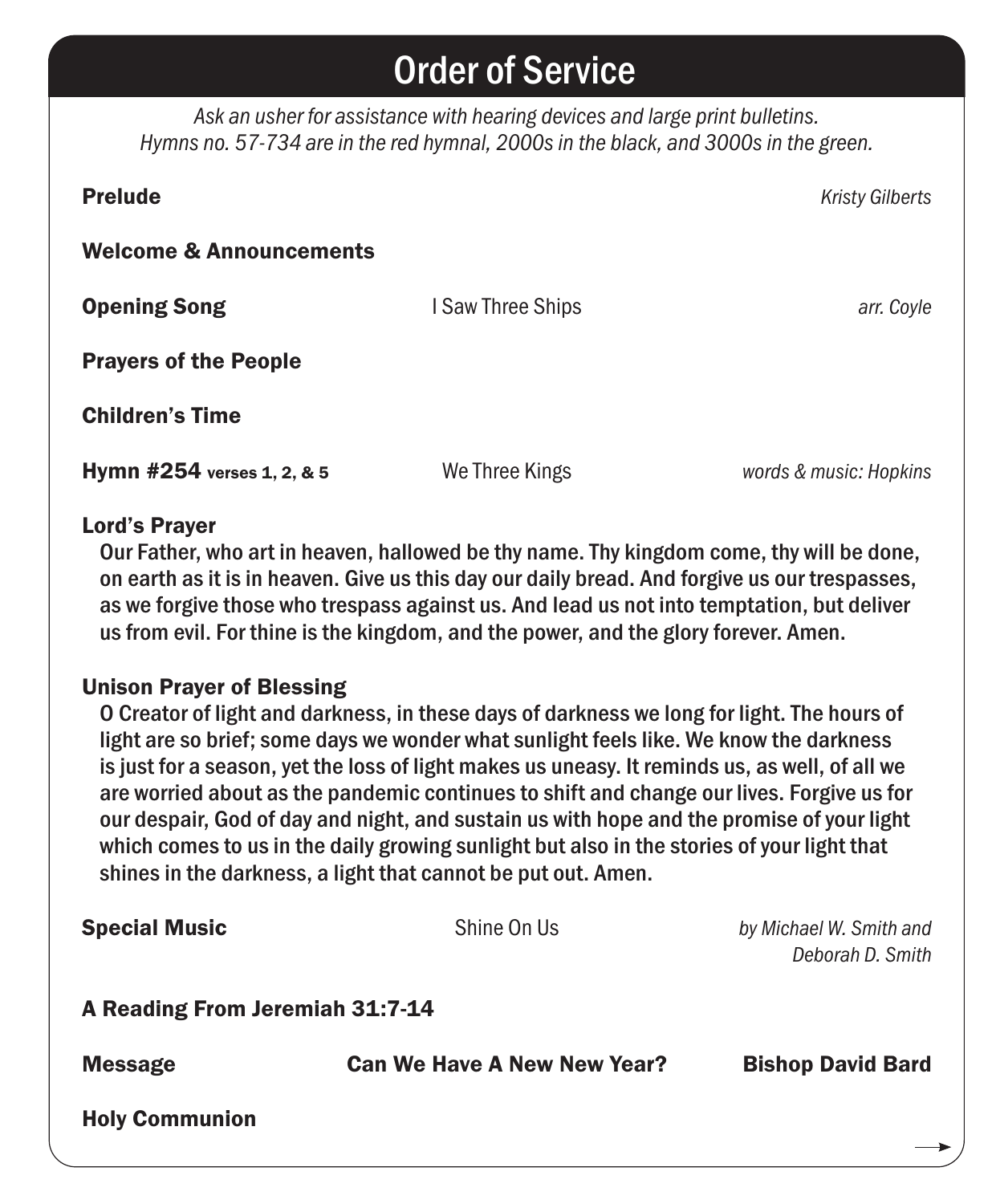# Order of Service

*Ask an usher for assistance with hearing devices and large print bulletins.*
*Hymns no. 57-734 are in the red hymnal, 2000s in the black, and 3000s in the green.*

**Prelude** — *Kristy Gilberts*

**Welcome & Announcements**

**Opening Song** — I Saw Three Ships — *arr. Coyle*

**Prayers of the People**

**Children's Time**

**Hymn #254 verses 1, 2, & 5** — We Three Kings — *words & music: Hopkins*

**Lord's Prayer**

Our Father, who art in heaven, hallowed be thy name. Thy kingdom come, thy will be done, on earth as it is in heaven. Give us this day our daily bread. And forgive us our trespasses, as we forgive those who trespass against us. And lead us not into temptation, but deliver us from evil. For thine is the kingdom, and the power, and the glory forever. Amen.

**Unison Prayer of Blessing**

O Creator of light and darkness, in these days of darkness we long for light. The hours of light are so brief; some days we wonder what sunlight feels like. We know the darkness is just for a season, yet the loss of light makes us uneasy. It reminds us, as well, of all we are worried about as the pandemic continues to shift and change our lives. Forgive us for our despair, God of day and night, and sustain us with hope and the promise of your light which comes to us in the daily growing sunlight but also in the stories of your light that shines in the darkness, a light that cannot be put out. Amen.

**Special Music** — Shine On Us — *by Michael W. Smith and Deborah D. Smith*

**A Reading From Jeremiah 31:7-14**

**Message** — **Can We Have A New New Year?** — **Bishop David Bard**

**Holy Communion**

→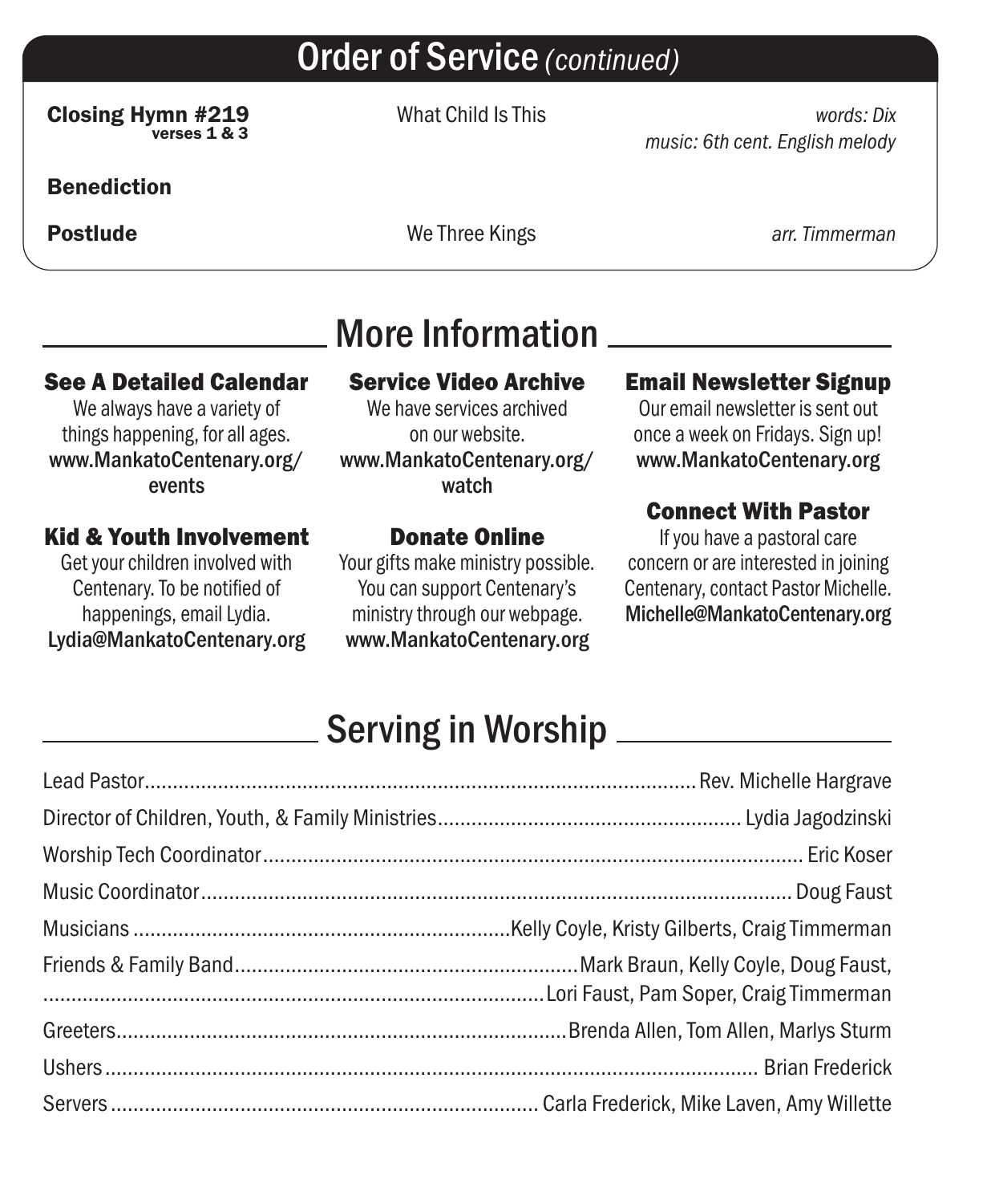## Order of Service *(continued)*

| | | |
|---|---|---|
| **Closing Hymn #219** verses 1 & 3 | What Child Is This | *words: Dix* *music: 6th cent. English melody* |
| **Benediction** | | |
| **Postlude** | We Three Kings | *arr. Timmerman* |

## More Information

### See A Detailed Calendar
We always have a variety of things happening, for all ages.
www.MankatoCentenary.org/events

### Kid & Youth Involvement
Get your children involved with Centenary. To be notified of happenings, email Lydia.
Lydia@MankatoCentenary.org

### Service Video Archive
We have services archived on our website.
www.MankatoCentenary.org/watch

### Donate Online
Your gifts make ministry possible. You can support Centenary's ministry through our webpage.
www.MankatoCentenary.org

### Email Newsletter Signup
Our email newsletter is sent out once a week on Fridays. Sign up!
www.MankatoCentenary.org

### Connect With Pastor
If you have a pastoral care concern or are interested in joining Centenary, contact Pastor Michelle.
Michelle@MankatoCentenary.org

## Serving in Worship

| | |
|---|---|
| Lead Pastor | Rev. Michelle Hargrave |
| Director of Children, Youth, & Family Ministries | Lydia Jagodzinski |
| Worship Tech Coordinator | Eric Koser |
| Music Coordinator | Doug Faust |
| Musicians | Kelly Coyle, Kristy Gilberts, Craig Timmerman |
| Friends & Family Band | Mark Braun, Kelly Coyle, Doug Faust, Lori Faust, Pam Soper, Craig Timmerman |
| Greeters | Brenda Allen, Tom Allen, Marlys Sturm |
| Ushers | Brian Frederick |
| Servers | Carla Frederick, Mike Laven, Amy Willette |